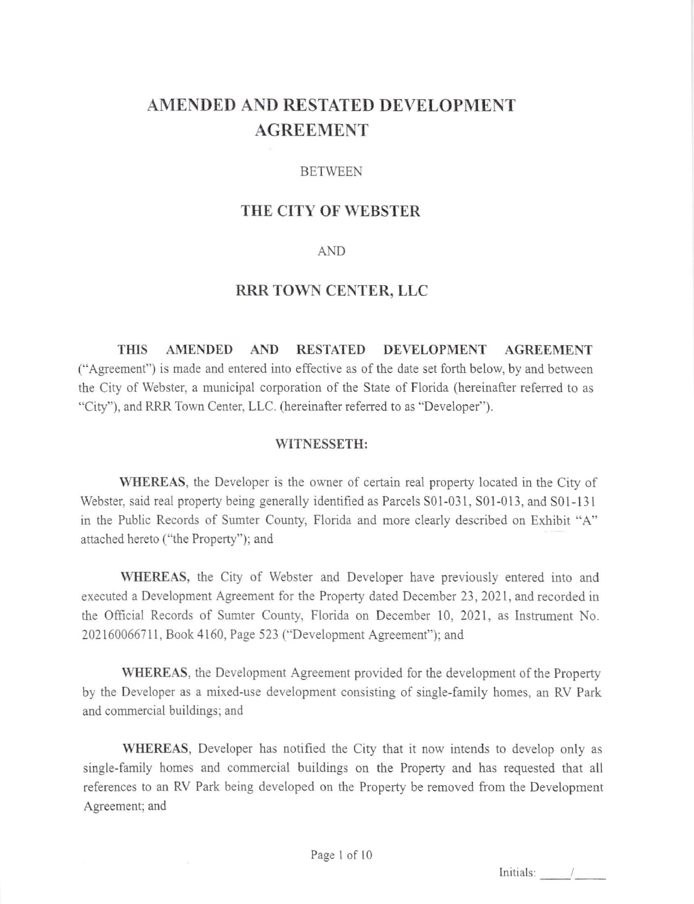# AMENDED AND RESTATED DEVELOPMENT AGREEMENT

BETWEEN

## THE CITY OF WEBSTER

AND

## RRR TOWN CENTER, LLC

**THIS AMENDED AND RESTATED DEVELOPMENT AGREEMENT** ("Agreement") is made and entered into effective as of the date set forth below, by and between the City of Webster, a municipal corporation of the State of Florida (hereinafter referred to as "City"), and RRR Town Center, LLC. (hereinafter referred to as "Developer").

**WITNESSETH:**

**WHEREAS**, the Developer is the owner of certain real property located in the City of Webster, said real property being generally identified as Parcels S01-031, S01-013, and S01-131 in the Public Records of Sumter County, Florida and more clearly described on Exhibit "A" attached hereto ("the Property"); and

**WHEREAS**, the City of Webster and Developer have previously entered into and executed a Development Agreement for the Property dated December 23, 2021, and recorded in the Official Records of Sumter County, Florida on December 10, 2021, as Instrument No. 202160066711, Book 4160, Page 523 ("Development Agreement"); and

**WHEREAS**, the Development Agreement provided for the development of the Property by the Developer as a mixed-use development consisting of single-family homes, an RV Park and commercial buildings; and

**WHEREAS**, Developer has notified the City that it now intends to develop only as single-family homes and commercial buildings on the Property and has requested that all references to an RV Park being developed on the Property be removed from the Development Agreement; and

Initials: _____/_____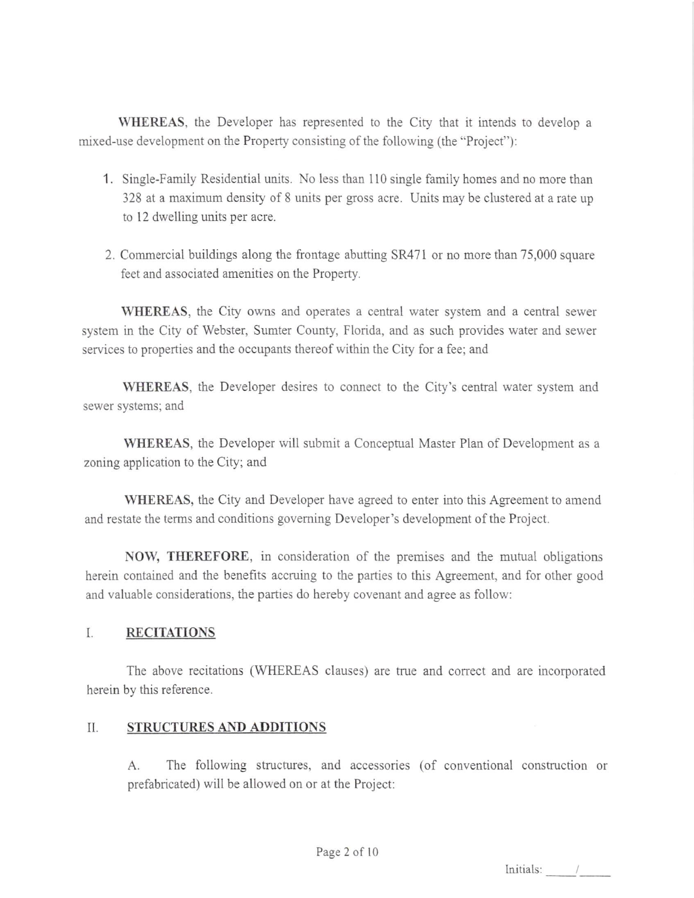**WHEREAS**, the Developer has represented to the City that it intends to develop a mixed-use development on the Property consisting of the following (the "Project"):

1. Single-Family Residential units. No less than 110 single family homes and no more than 328 at a maximum density of 8 units per gross acre. Units may be clustered at a rate up to 12 dwelling units per acre.

2. Commercial buildings along the frontage abutting SR471 or no more than 75,000 square feet and associated amenities on the Property.

**WHEREAS**, the City owns and operates a central water system and a central sewer system in the City of Webster, Sumter County, Florida, and as such provides water and sewer services to properties and the occupants thereof within the City for a fee; and

**WHEREAS**, the Developer desires to connect to the City's central water system and sewer systems; and

**WHEREAS**, the Developer will submit a Conceptual Master Plan of Development as a zoning application to the City; and

**WHEREAS**, the City and Developer have agreed to enter into this Agreement to amend and restate the terms and conditions governing Developer's development of the Project.

**NOW, THEREFORE**, in consideration of the premises and the mutual obligations herein contained and the benefits accruing to the parties to this Agreement, and for other good and valuable considerations, the parties do hereby covenant and agree as follow:

## I. RECITATIONS

The above recitations (WHEREAS clauses) are true and correct and are incorporated herein by this reference.

## II. STRUCTURES AND ADDITIONS

A. The following structures, and accessories (of conventional construction or prefabricated) will be allowed on or at the Project:

Initials: _____ / _____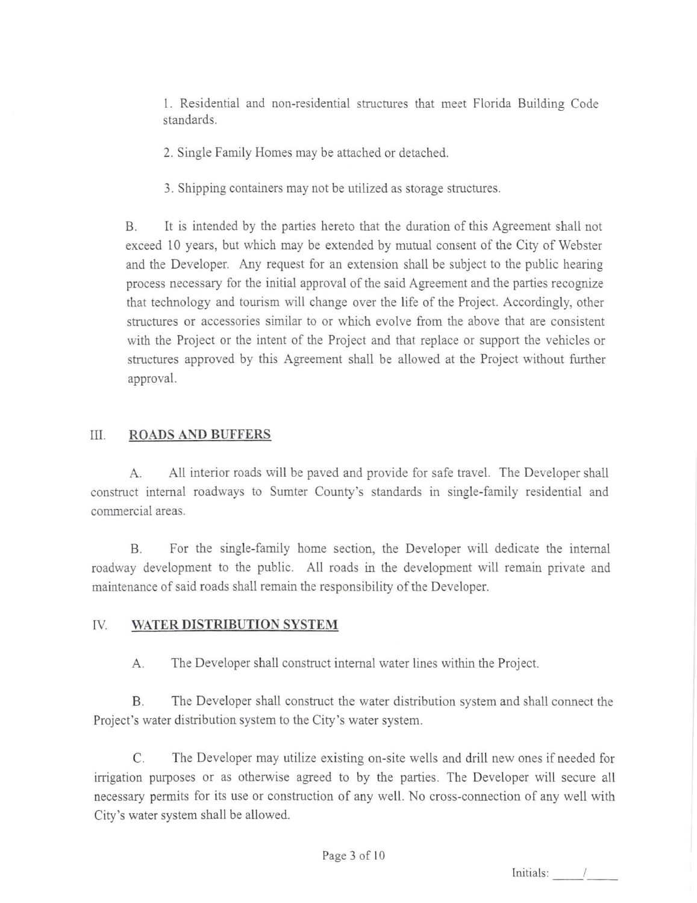1. Residential and non-residential structures that meet Florida Building Code standards.

2. Single Family Homes may be attached or detached.

3. Shipping containers may not be utilized as storage structures.

B. It is intended by the parties hereto that the duration of this Agreement shall not exceed 10 years, but which may be extended by mutual consent of the City of Webster and the Developer. Any request for an extension shall be subject to the public hearing process necessary for the initial approval of the said Agreement and the parties recognize that technology and tourism will change over the life of the Project. Accordingly, other structures or accessories similar to or which evolve from the above that are consistent with the Project or the intent of the Project and that replace or support the vehicles or structures approved by this Agreement shall be allowed at the Project without further approval.

## III. ROADS AND BUFFERS

A. All interior roads will be paved and provide for safe travel. The Developer shall construct internal roadways to Sumter County's standards in single-family residential and commercial areas.

B. For the single-family home section, the Developer will dedicate the internal roadway development to the public. All roads in the development will remain private and maintenance of said roads shall remain the responsibility of the Developer.

## IV. WATER DISTRIBUTION SYSTEM

A. The Developer shall construct internal water lines within the Project.

B. The Developer shall construct the water distribution system and shall connect the Project's water distribution system to the City's water system.

C. The Developer may utilize existing on-site wells and drill new ones if needed for irrigation purposes or as otherwise agreed to by the parties. The Developer will secure all necessary permits for its use or construction of any well. No cross-connection of any well with City's water system shall be allowed.

Initials: \_\_\_\_\_/\_\_\_\_\_